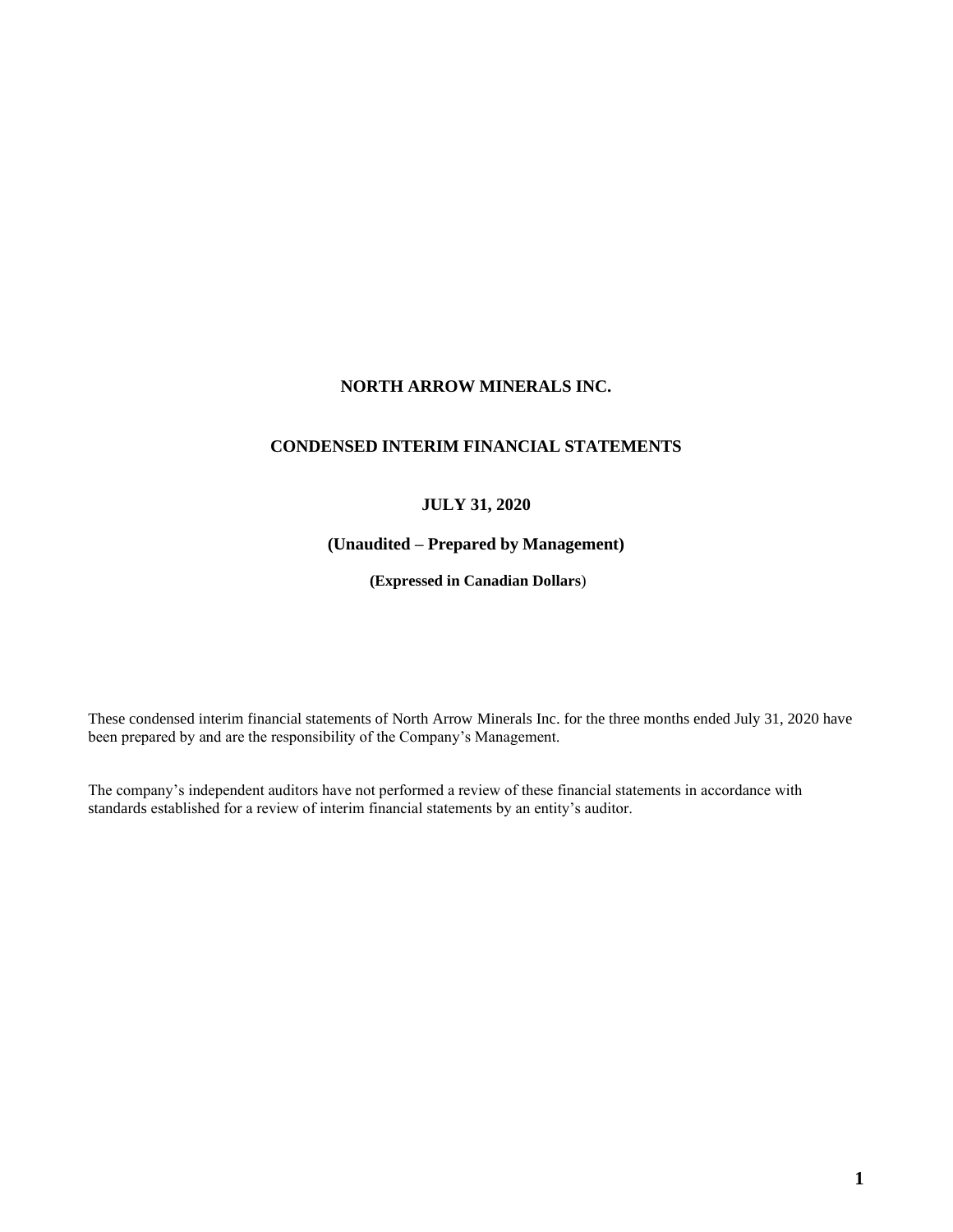# NORTH ARROW MINERALS INC.

## CONDENSED INTERIM FINANCIAL STATEMENTS

### JULY 31, 2020

### (Unaudited – Prepared by Management)

**(Expressed in Canadian Dollars)**

These condensed interim financial statements of North Arrow Minerals Inc. for the three months ended July 31, 2020 have been prepared by and are the responsibility of the Company's Management.

The company's independent auditors have not performed a review of these financial statements in accordance with standards established for a review of interim financial statements by an entity's auditor.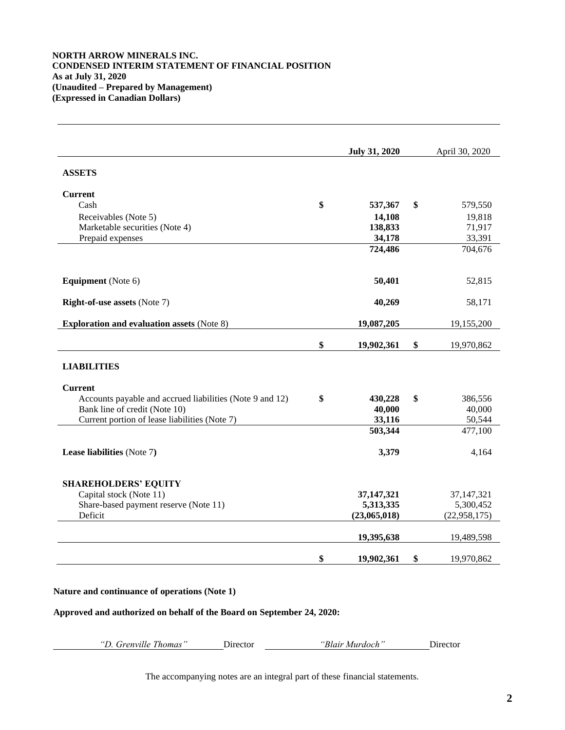**NORTH ARROW MINERALS INC.**
**CONDENSED INTERIM STATEMENT OF FINANCIAL POSITION**
**As at July 31, 2020**
**(Unaudited – Prepared by Management)**
**(Expressed in Canadian Dollars)**

| | **July 31, 2020** | April 30, 2020 |
|---|---|---|
| **ASSETS** | | |
| **Current** | | |
| Cash | $ **537,367** | $ 579,550 |
| Receivables (Note 5) | **14,108** | 19,818 |
| Marketable securities (Note 4) | **138,833** | 71,917 |
| Prepaid expenses | **34,178** | 33,391 |
| | **724,486** | 704,676 |
| **Equipment** (Note 6) | **50,401** | 52,815 |
| **Right-of-use assets** (Note 7) | **40,269** | 58,171 |
| **Exploration and evaluation assets** (Note 8) | **19,087,205** | 19,155,200 |
| | $ **19,902,361** | $ 19,970,862 |
| **LIABILITIES** | | |
| **Current** | | |
| Accounts payable and accrued liabilities (Note 9 and 12) | $ **430,228** | $ 386,556 |
| Bank line of credit (Note 10) | **40,000** | 40,000 |
| Current portion of lease liabilities (Note 7) | **33,116** | 50,544 |
| | **503,344** | 477,100 |
| **Lease liabilities** (Note 7**)** | **3,379** | 4,164 |
| **SHAREHOLDERS' EQUITY** | | |
| Capital stock (Note 11) | **37,147,321** | 37,147,321 |
| Share-based payment reserve (Note 11) | **5,313,335** | 5,300,452 |
| Deficit | **(23,065,018)** | (22,958,175) |
| | **19,395,638** | 19,489,598 |
| | $ **19,902,361** | $ 19,970,862 |

**Nature and continuance of operations (Note 1)**

**Approved and authorized on behalf of the Board on September 24, 2020:**

*"D. Grenville Thomas"* Director *"Blair Murdoch"* Director

The accompanying notes are an integral part of these financial statements.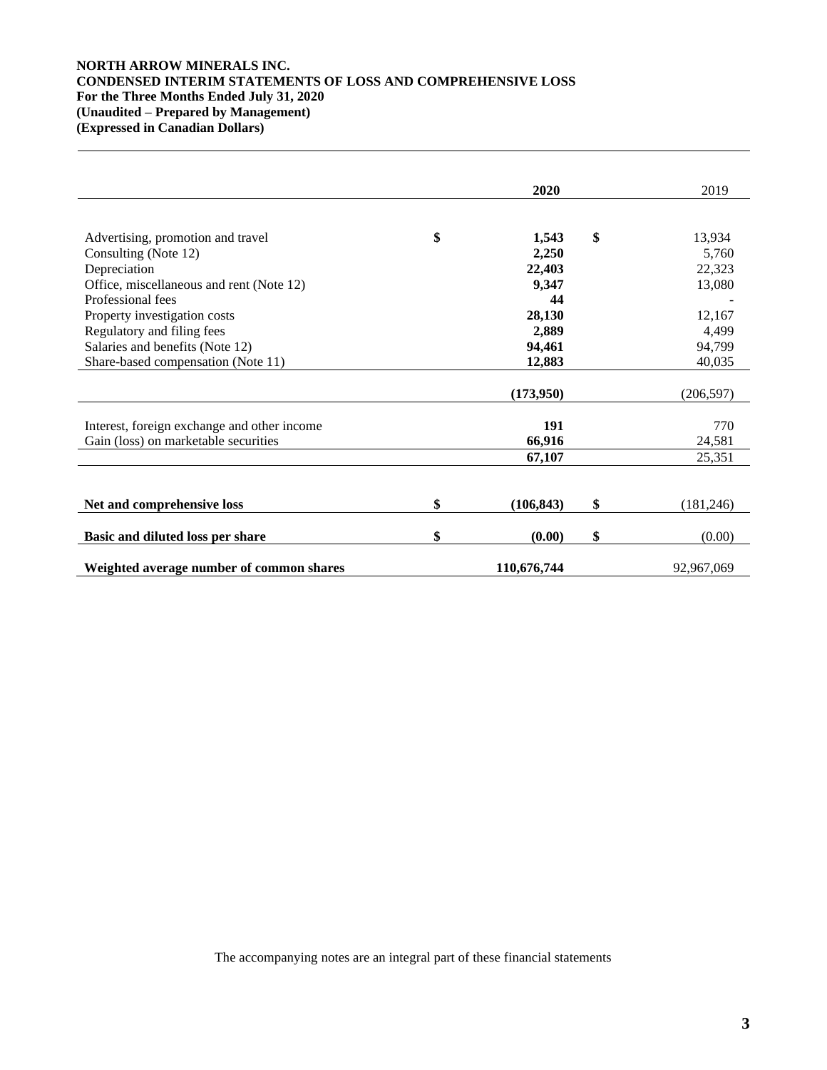**NORTH ARROW MINERALS INC.**
**CONDENSED INTERIM STATEMENTS OF LOSS AND COMPREHENSIVE LOSS**
**For the Three Months Ended July 31, 2020**
**(Unaudited – Prepared by Management)**
**(Expressed in Canadian Dollars)**

| | 2020 | 2019 |
|---|---|---|
| Advertising, promotion and travel | $ 1,543 | $ 13,934 |
| Consulting (Note 12) | 2,250 | 5,760 |
| Depreciation | 22,403 | 22,323 |
| Office, miscellaneous and rent (Note 12) | 9,347 | 13,080 |
| Professional fees | 44 | - |
| Property investigation costs | 28,130 | 12,167 |
| Regulatory and filing fees | 2,889 | 4,499 |
| Salaries and benefits (Note 12) | 94,461 | 94,799 |
| Share-based compensation (Note 11) | 12,883 | 40,035 |
| | (173,950) | (206,597) |
| Interest, foreign exchange and other income | 191 | 770 |
| Gain (loss) on marketable securities | 66,916 | 24,581 |
| | 67,107 | 25,351 |
| **Net and comprehensive loss** | $ (106,843) | $ (181,246) |
| **Basic and diluted loss per share** | $ (0.00) | $ (0.00) |
| **Weighted average number of common shares** | 110,676,744 | 92,967,069 |

The accompanying notes are an integral part of these financial statements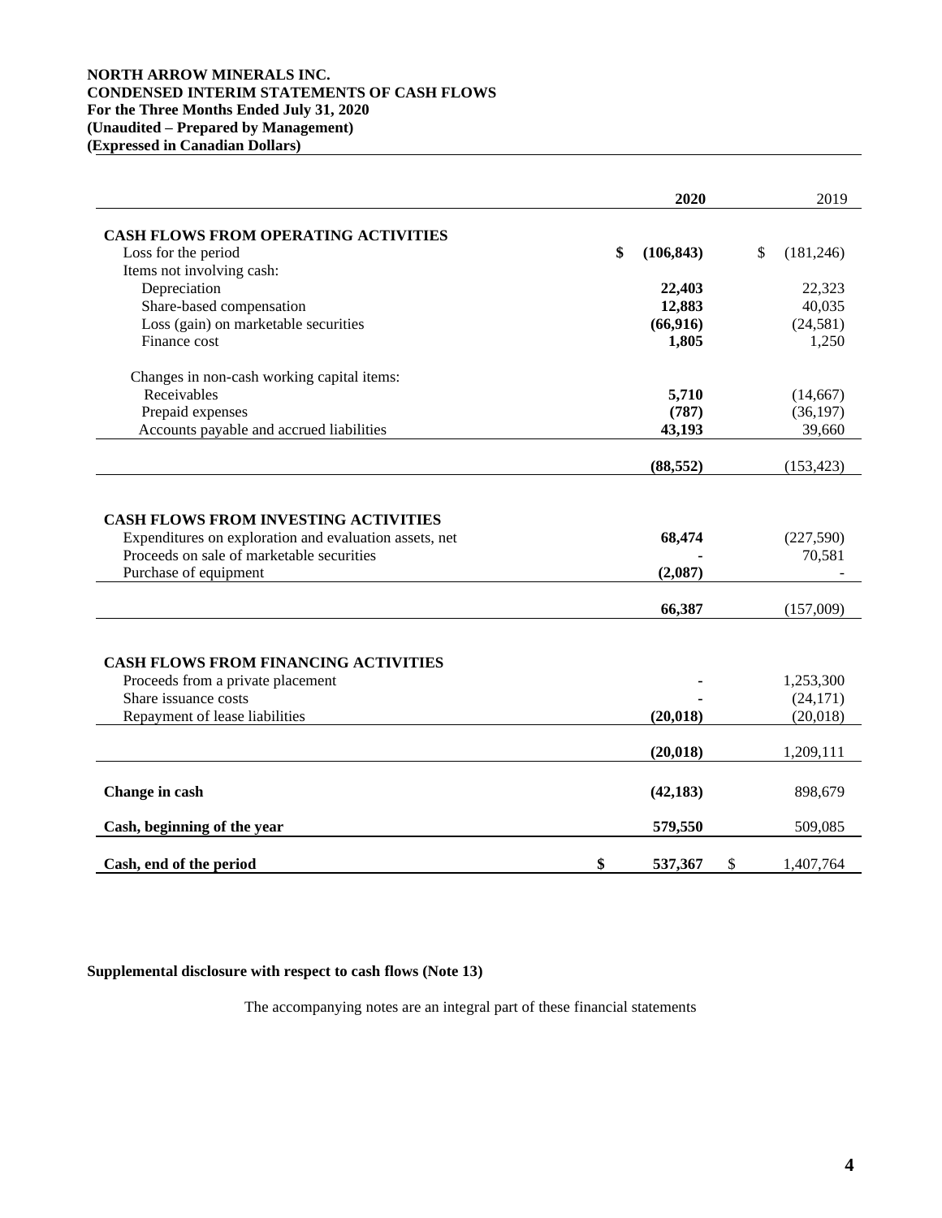**NORTH ARROW MINERALS INC.**
**CONDENSED INTERIM STATEMENTS OF CASH FLOWS**
**For the Three Months Ended July 31, 2020**
**(Unaudited – Prepared by Management)**
**(Expressed in Canadian Dollars)**

| | **2020** | 2019 |
|---|---|---|
| **CASH FLOWS FROM OPERATING ACTIVITIES** | | |
| Loss for the period | **$ (106,843)** | $ (181,246) |
| Items not involving cash: | | |
| Depreciation | **22,403** | 22,323 |
| Share-based compensation | **12,883** | 40,035 |
| Loss (gain) on marketable securities | **(66,916)** | (24,581) |
| Finance cost | **1,805** | 1,250 |
| Changes in non-cash working capital items: | | |
| Receivables | **5,710** | (14,667) |
| Prepaid expenses | **(787)** | (36,197) |
| Accounts payable and accrued liabilities | **43,193** | 39,660 |
| | **(88,552)** | (153,423) |
| **CASH FLOWS FROM INVESTING ACTIVITIES** | | |
| Expenditures on exploration and evaluation assets, net | **68,474** | (227,590) |
| Proceeds on sale of marketable securities | **-** | 70,581 |
| Purchase of equipment | **(2,087)** | - |
| | **66,387** | (157,009) |
| **CASH FLOWS FROM FINANCING ACTIVITIES** | | |
| Proceeds from a private placement | **-** | 1,253,300 |
| Share issuance costs | **-** | (24,171) |
| Repayment of lease liabilities | **(20,018)** | (20,018) |
| | **(20,018)** | 1,209,111 |
| **Change in cash** | **(42,183)** | 898,679 |
| **Cash, beginning of the year** | **579,550** | 509,085 |
| **Cash, end of the period** | **$ 537,367** | $ 1,407,764 |

**Supplemental disclosure with respect to cash flows (Note 13)**

The accompanying notes are an integral part of these financial statements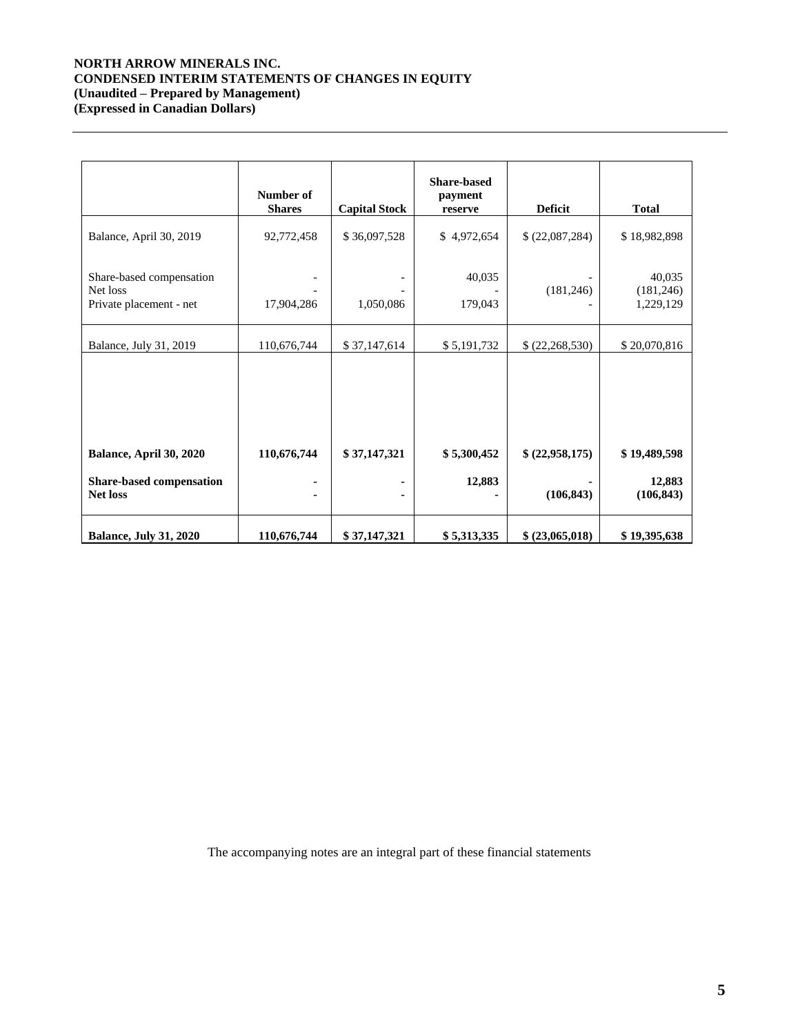**NORTH ARROW MINERALS INC.**
**CONDENSED INTERIM STATEMENTS OF CHANGES IN EQUITY**
**(Unaudited – Prepared by Management)**
**(Expressed in Canadian Dollars)**

| | Number of Shares | Capital Stock | Share-based payment reserve | Deficit | Total |
|---|---|---|---|---|---|
| Balance, April 30, 2019 | 92,772,458 | $ 36,097,528 | $ 4,972,654 | $ (22,087,284) | $ 18,982,898 |
| Share-based compensation | - | - | 40,035 | - | 40,035 |
| Net loss | - | - | - | (181,246) | (181,246) |
| Private placement - net | 17,904,286 | 1,050,086 | 179,043 | - | 1,229,129 |
| Balance, July 31, 2019 | 110,676,744 | $ 37,147,614 | $ 5,191,732 | $ (22,268,530) | $ 20,070,816 |
| **Balance, April 30, 2020** | **110,676,744** | **$ 37,147,321** | **$ 5,300,452** | **$ (22,958,175)** | **$ 19,489,598** |
| **Share-based compensation** | **-** | **-** | **12,883** | **-** | **12,883** |
| **Net loss** | **-** | **-** | **-** | **(106,843)** | **(106,843)** |
| **Balance, July 31, 2020** | **110,676,744** | **$ 37,147,321** | **$ 5,313,335** | **$ (23,065,018)** | **$ 19,395,638** |

The accompanying notes are an integral part of these financial statements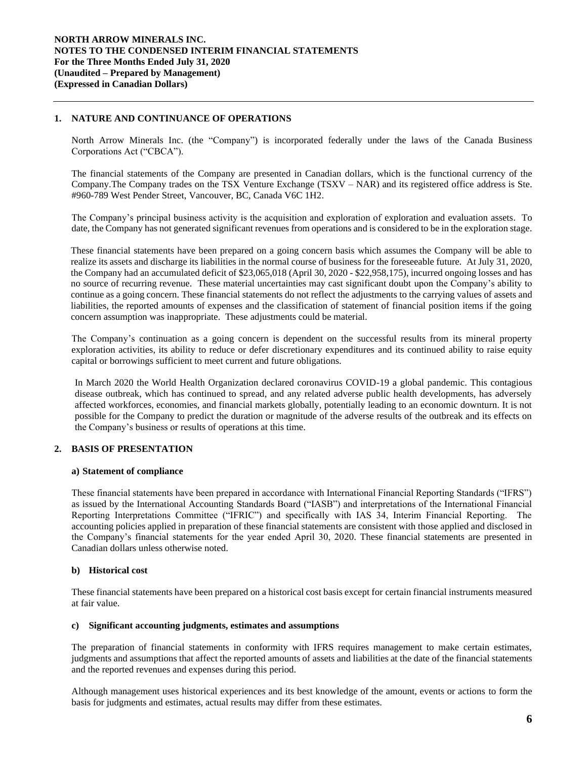**NORTH ARROW MINERALS INC.**
**NOTES TO THE CONDENSED INTERIM FINANCIAL STATEMENTS**
**For the Three Months Ended July 31, 2020**
**(Unaudited – Prepared by Management)**
**(Expressed in Canadian Dollars)**

## 1. NATURE AND CONTINUANCE OF OPERATIONS

North Arrow Minerals Inc. (the "Company") is incorporated federally under the laws of the Canada Business Corporations Act ("CBCA").

The financial statements of the Company are presented in Canadian dollars, which is the functional currency of the Company.The Company trades on the TSX Venture Exchange (TSXV – NAR) and its registered office address is Ste. #960-789 West Pender Street, Vancouver, BC, Canada V6C 1H2.

The Company's principal business activity is the acquisition and exploration of exploration and evaluation assets. To date, the Company has not generated significant revenues from operations and is considered to be in the exploration stage.

These financial statements have been prepared on a going concern basis which assumes the Company will be able to realize its assets and discharge its liabilities in the normal course of business for the foreseeable future. At July 31, 2020, the Company had an accumulated deficit of $23,065,018 (April 30, 2020 - $22,958,175), incurred ongoing losses and has no source of recurring revenue. These material uncertainties may cast significant doubt upon the Company's ability to continue as a going concern. These financial statements do not reflect the adjustments to the carrying values of assets and liabilities, the reported amounts of expenses and the classification of statement of financial position items if the going concern assumption was inappropriate. These adjustments could be material.

The Company's continuation as a going concern is dependent on the successful results from its mineral property exploration activities, its ability to reduce or defer discretionary expenditures and its continued ability to raise equity capital or borrowings sufficient to meet current and future obligations.

In March 2020 the World Health Organization declared coronavirus COVID-19 a global pandemic. This contagious disease outbreak, which has continued to spread, and any related adverse public health developments, has adversely affected workforces, economies, and financial markets globally, potentially leading to an economic downturn. It is not possible for the Company to predict the duration or magnitude of the adverse results of the outbreak and its effects on the Company's business or results of operations at this time.

## 2. BASIS OF PRESENTATION

### a) Statement of compliance

These financial statements have been prepared in accordance with International Financial Reporting Standards ("IFRS") as issued by the International Accounting Standards Board ("IASB") and interpretations of the International Financial Reporting Interpretations Committee ("IFRIC") and specifically with IAS 34, Interim Financial Reporting. The accounting policies applied in preparation of these financial statements are consistent with those applied and disclosed in the Company's financial statements for the year ended April 30, 2020. These financial statements are presented in Canadian dollars unless otherwise noted.

### b) Historical cost

These financial statements have been prepared on a historical cost basis except for certain financial instruments measured at fair value.

### c) Significant accounting judgments, estimates and assumptions

The preparation of financial statements in conformity with IFRS requires management to make certain estimates, judgments and assumptions that affect the reported amounts of assets and liabilities at the date of the financial statements and the reported revenues and expenses during this period.

Although management uses historical experiences and its best knowledge of the amount, events or actions to form the basis for judgments and estimates, actual results may differ from these estimates.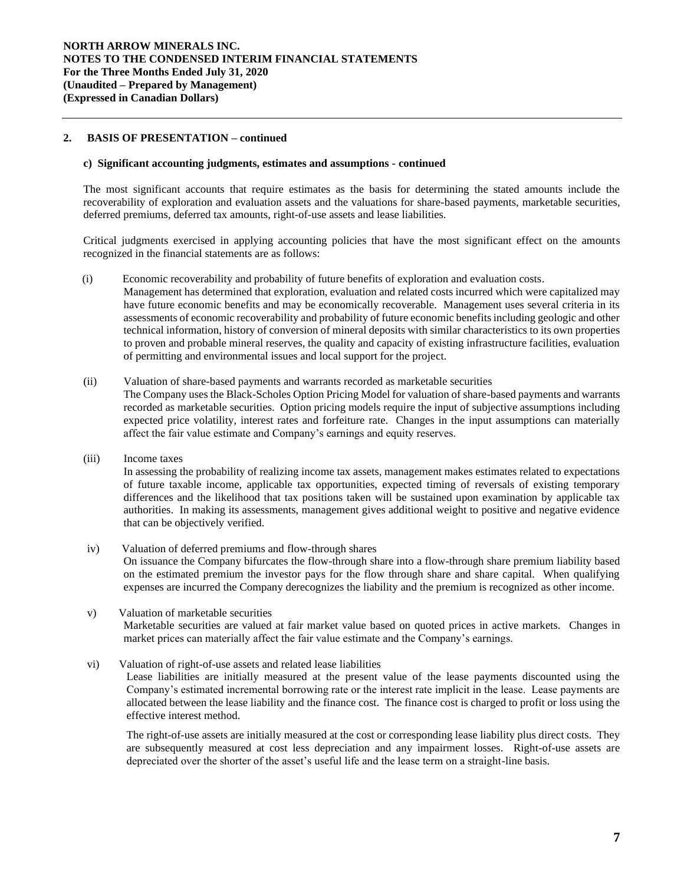## 2. BASIS OF PRESENTATION – continued

### c) Significant accounting judgments, estimates and assumptions - continued

The most significant accounts that require estimates as the basis for determining the stated amounts include the recoverability of exploration and evaluation assets and the valuations for share-based payments, marketable securities, deferred premiums, deferred tax amounts, right-of-use assets and lease liabilities.

Critical judgments exercised in applying accounting policies that have the most significant effect on the amounts recognized in the financial statements are as follows:

(i) Economic recoverability and probability of future benefits of exploration and evaluation costs.
Management has determined that exploration, evaluation and related costs incurred which were capitalized may have future economic benefits and may be economically recoverable. Management uses several criteria in its assessments of economic recoverability and probability of future economic benefits including geologic and other technical information, history of conversion of mineral deposits with similar characteristics to its own properties to proven and probable mineral reserves, the quality and capacity of existing infrastructure facilities, evaluation of permitting and environmental issues and local support for the project.

(ii) Valuation of share-based payments and warrants recorded as marketable securities
The Company uses the Black-Scholes Option Pricing Model for valuation of share-based payments and warrants recorded as marketable securities. Option pricing models require the input of subjective assumptions including expected price volatility, interest rates and forfeiture rate. Changes in the input assumptions can materially affect the fair value estimate and Company's earnings and equity reserves.

(iii) Income taxes
In assessing the probability of realizing income tax assets, management makes estimates related to expectations of future taxable income, applicable tax opportunities, expected timing of reversals of existing temporary differences and the likelihood that tax positions taken will be sustained upon examination by applicable tax authorities. In making its assessments, management gives additional weight to positive and negative evidence that can be objectively verified.

iv) Valuation of deferred premiums and flow-through shares
On issuance the Company bifurcates the flow-through share into a flow-through share premium liability based on the estimated premium the investor pays for the flow through share and share capital. When qualifying expenses are incurred the Company derecognizes the liability and the premium is recognized as other income.

v) Valuation of marketable securities
Marketable securities are valued at fair market value based on quoted prices in active markets. Changes in market prices can materially affect the fair value estimate and the Company's earnings.

vi) Valuation of right-of-use assets and related lease liabilities
Lease liabilities are initially measured at the present value of the lease payments discounted using the Company's estimated incremental borrowing rate or the interest rate implicit in the lease. Lease payments are allocated between the lease liability and the finance cost. The finance cost is charged to profit or loss using the effective interest method.

The right-of-use assets are initially measured at the cost or corresponding lease liability plus direct costs. They are subsequently measured at cost less depreciation and any impairment losses. Right-of-use assets are depreciated over the shorter of the asset's useful life and the lease term on a straight-line basis.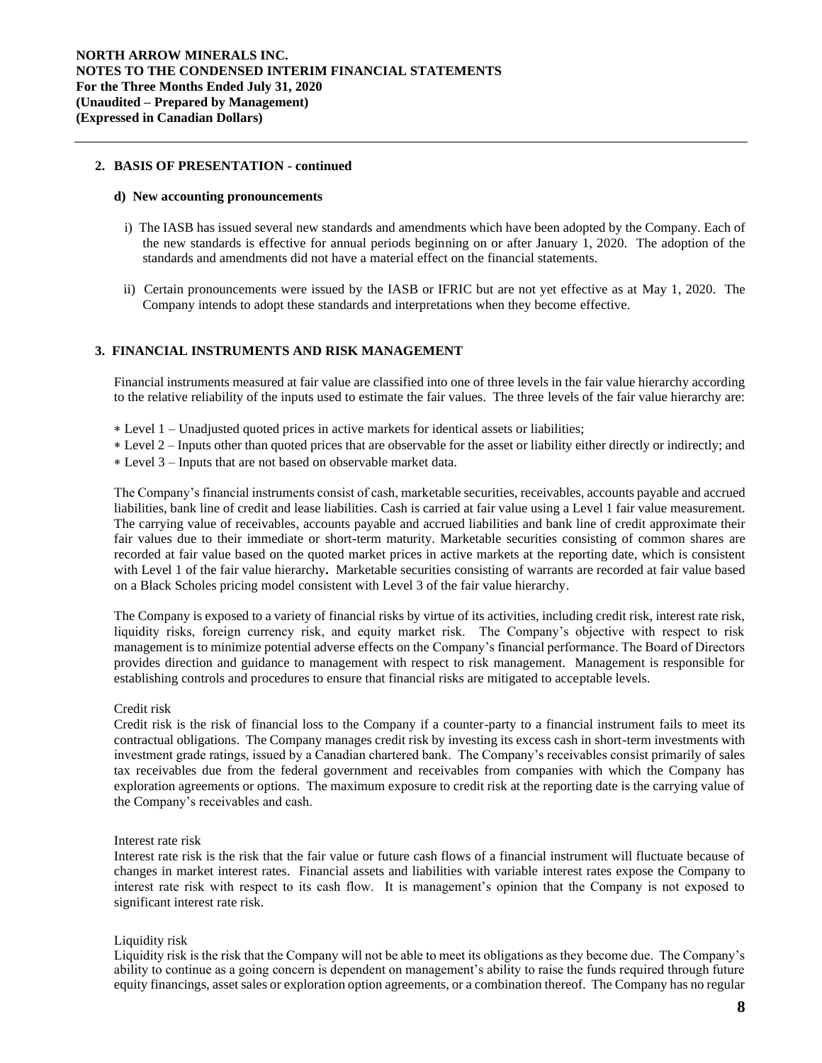## 2. BASIS OF PRESENTATION - continued

### d) New accounting pronouncements

i) The IASB has issued several new standards and amendments which have been adopted by the Company. Each of the new standards is effective for annual periods beginning on or after January 1, 2020. The adoption of the standards and amendments did not have a material effect on the financial statements.

ii) Certain pronouncements were issued by the IASB or IFRIC but are not yet effective as at May 1, 2020. The Company intends to adopt these standards and interpretations when they become effective.

## 3. FINANCIAL INSTRUMENTS AND RISK MANAGEMENT

Financial instruments measured at fair value are classified into one of three levels in the fair value hierarchy according to the relative reliability of the inputs used to estimate the fair values. The three levels of the fair value hierarchy are:

- Level 1 – Unadjusted quoted prices in active markets for identical assets or liabilities;
- Level 2 – Inputs other than quoted prices that are observable for the asset or liability either directly or indirectly; and
- Level 3 – Inputs that are not based on observable market data.

The Company's financial instruments consist of cash, marketable securities, receivables, accounts payable and accrued liabilities, bank line of credit and lease liabilities. Cash is carried at fair value using a Level 1 fair value measurement. The carrying value of receivables, accounts payable and accrued liabilities and bank line of credit approximate their fair values due to their immediate or short-term maturity. Marketable securities consisting of common shares are recorded at fair value based on the quoted market prices in active markets at the reporting date, which is consistent with Level 1 of the fair value hierarchy**.** Marketable securities consisting of warrants are recorded at fair value based on a Black Scholes pricing model consistent with Level 3 of the fair value hierarchy.

The Company is exposed to a variety of financial risks by virtue of its activities, including credit risk, interest rate risk, liquidity risks, foreign currency risk, and equity market risk. The Company's objective with respect to risk management is to minimize potential adverse effects on the Company's financial performance. The Board of Directors provides direction and guidance to management with respect to risk management. Management is responsible for establishing controls and procedures to ensure that financial risks are mitigated to acceptable levels.

Credit risk

Credit risk is the risk of financial loss to the Company if a counter-party to a financial instrument fails to meet its contractual obligations. The Company manages credit risk by investing its excess cash in short-term investments with investment grade ratings, issued by a Canadian chartered bank. The Company's receivables consist primarily of sales tax receivables due from the federal government and receivables from companies with which the Company has exploration agreements or options. The maximum exposure to credit risk at the reporting date is the carrying value of the Company's receivables and cash.

Interest rate risk

Interest rate risk is the risk that the fair value or future cash flows of a financial instrument will fluctuate because of changes in market interest rates. Financial assets and liabilities with variable interest rates expose the Company to interest rate risk with respect to its cash flow. It is management's opinion that the Company is not exposed to significant interest rate risk.

Liquidity risk

Liquidity risk is the risk that the Company will not be able to meet its obligations as they become due. The Company's ability to continue as a going concern is dependent on management's ability to raise the funds required through future equity financings, asset sales or exploration option agreements, or a combination thereof. The Company has no regular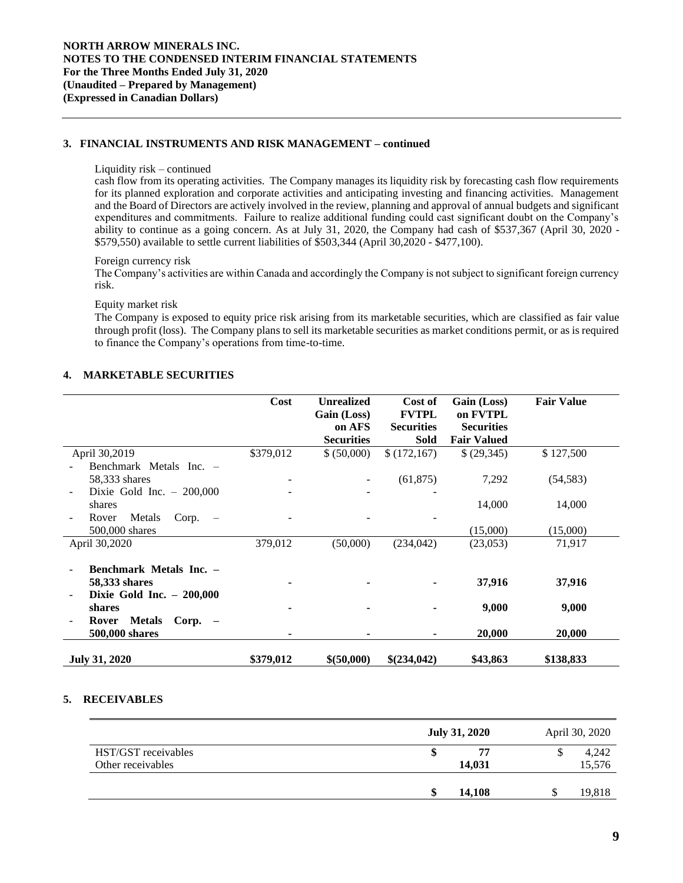## 3. FINANCIAL INSTRUMENTS AND RISK MANAGEMENT – continued

Liquidity risk – continued

cash flow from its operating activities. The Company manages its liquidity risk by forecasting cash flow requirements for its planned exploration and corporate activities and anticipating investing and financing activities. Management and the Board of Directors are actively involved in the review, planning and approval of annual budgets and significant expenditures and commitments. Failure to realize additional funding could cast significant doubt on the Company's ability to continue as a going concern. As at July 31, 2020, the Company had cash of $537,367 (April 30, 2020 - $579,550) available to settle current liabilities of $503,344 (April 30,2020 - $477,100).

Foreign currency risk

The Company's activities are within Canada and accordingly the Company is not subject to significant foreign currency risk.

Equity market risk

The Company is exposed to equity price risk arising from its marketable securities, which are classified as fair value through profit (loss). The Company plans to sell its marketable securities as market conditions permit, or as is required to finance the Company's operations from time-to-time.

## 4. MARKETABLE SECURITIES

| | Cost | Unrealized Gain (Loss) on AFS Securities | Cost of FVTPL Securities Sold | Gain (Loss) on FVTPL Securities Fair Valued | Fair Value |
|---|---|---|---|---|---|
| April 30,2019 | $379,012 | $ (50,000) | $ (172,167) | $ (29,345) | $ 127,500 |
| - Benchmark Metals Inc. – 58,333 shares | - | - | (61,875) | 7,292 | (54,583) |
| - Dixie Gold Inc. – 200,000 shares | - | - | - | 14,000 | 14,000 |
| - Rover Metals Corp. – 500,000 shares | - | - | - | (15,000) | (15,000) |
| April 30,2020 | 379,012 | (50,000) | (234,042) | (23,053) | 71,917 |
| **- Benchmark Metals Inc. – 58,333 shares** | **-** | **-** | **-** | **37,916** | **37,916** |
| **- Dixie Gold Inc. – 200,000 shares** | **-** | **-** | **-** | **9,000** | **9,000** |
| **- Rover Metals Corp. – 500,000 shares** | **-** | **-** | **-** | **20,000** | **20,000** |
| **July 31, 2020** | **$379,012** | **$(50,000)** | **$(234,042)** | **$43,863** | **$138,833** |

## 5. RECEIVABLES

| | July 31, 2020 | April 30, 2020 |
|---|---|---|
| HST/GST receivables | **$ 77** | $ 4,242 |
| Other receivables | **14,031** | 15,576 |
| | **$ 14,108** | $ 19,818 |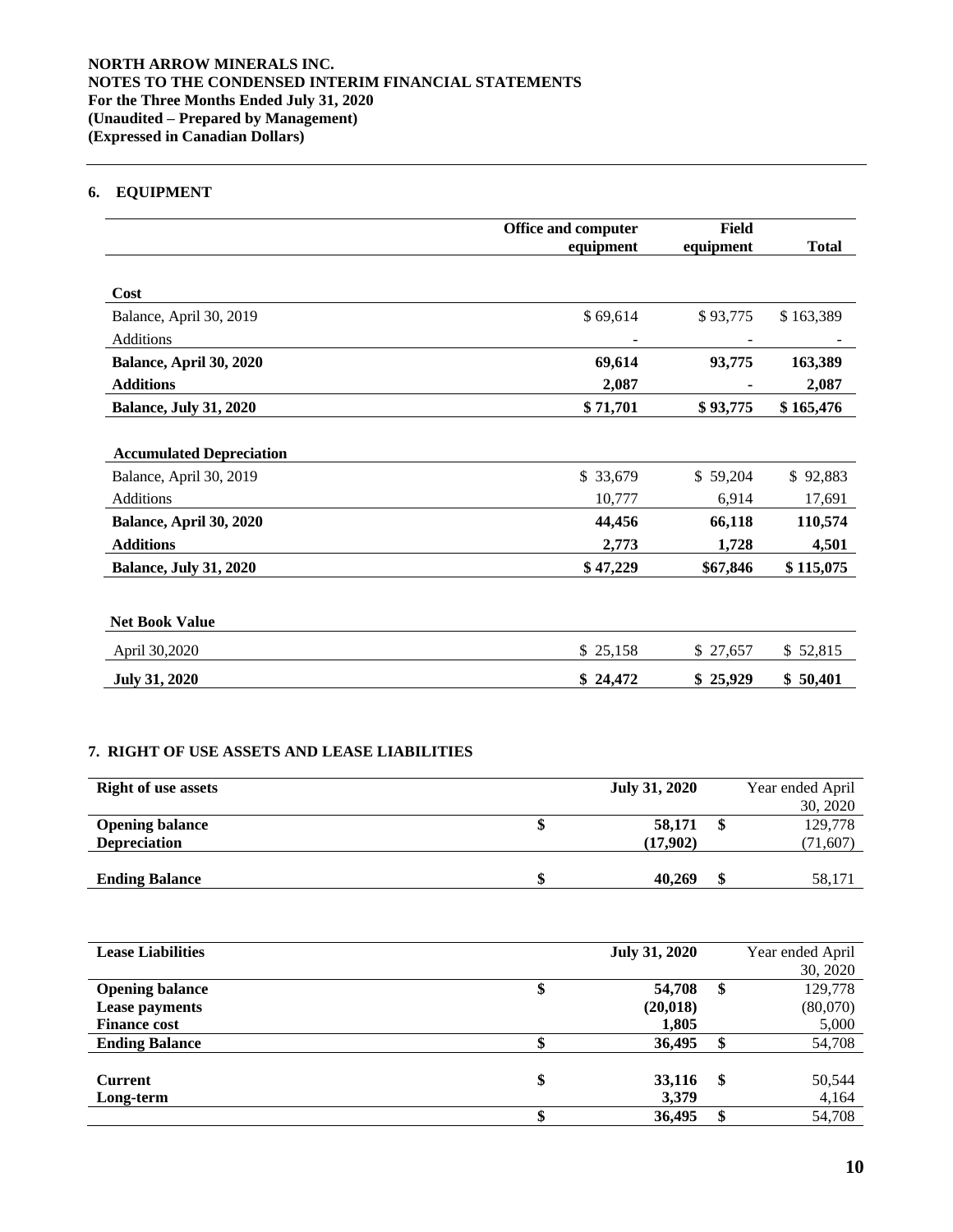## 6. EQUIPMENT

| | Office and computer equipment | Field equipment | Total |
|---|---|---|---|
| **Cost** | | | |
| Balance, April 30, 2019 | $ 69,614 | $ 93,775 | $ 163,389 |
| Additions | - | - | - |
| **Balance, April 30, 2020** | **69,614** | **93,775** | **163,389** |
| **Additions** | **2,087** | **-** | **2,087** |
| **Balance, July 31, 2020** | **$ 71,701** | **$ 93,775** | **$ 165,476** |
| **Accumulated Depreciation** | | | |
| Balance, April 30, 2019 | $ 33,679 | $ 59,204 | $ 92,883 |
| Additions | 10,777 | 6,914 | 17,691 |
| **Balance, April 30, 2020** | **44,456** | **66,118** | **110,574** |
| **Additions** | **2,773** | **1,728** | **4,501** |
| **Balance, July 31, 2020** | **$ 47,229** | **$67,846** | **$ 115,075** |
| **Net Book Value** | | | |
| April 30,2020 | $ 25,158 | $ 27,657 | $ 52,815 |
| **July 31, 2020** | **$ 24,472** | **$ 25,929** | **$ 50,401** |

## 7. RIGHT OF USE ASSETS AND LEASE LIABILITIES

| **Right of use assets** | **July 31, 2020** | Year ended April 30, 2020 |
|---|---|---|
| **Opening balance** | **$ 58,171** | $ 129,778 |
| **Depreciation** | **(17,902)** | (71,607) |
| **Ending Balance** | **$ 40,269** | $ 58,171 |

| **Lease Liabilities** | **July 31, 2020** | Year ended April 30, 2020 |
|---|---|---|
| **Opening balance** | **$ 54,708** | $ 129,778 |
| **Lease payments** | **(20,018)** | (80,070) |
| **Finance cost** | **1,805** | 5,000 |
| **Ending Balance** | **$ 36,495** | $ 54,708 |
| **Current** | **$ 33,116** | $ 50,544 |
| **Long-term** | **3,379** | 4,164 |
| | **$ 36,495** | $ 54,708 |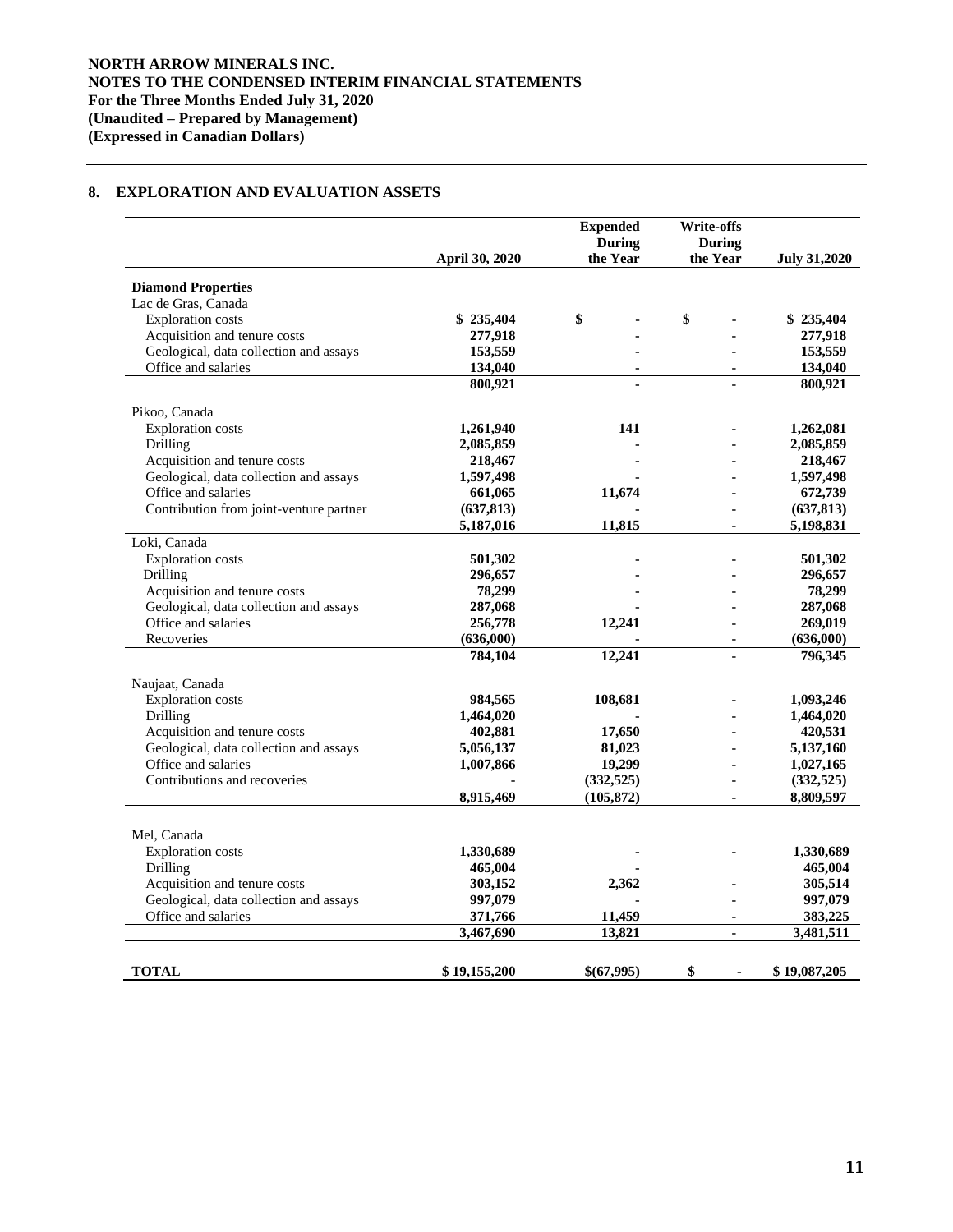## 8. EXPLORATION AND EVALUATION ASSETS

| | April 30, 2020 | Expended During the Year | Write-offs During the Year | July 31,2020 |
|---|---|---|---|---|
| **Diamond Properties** | | | | |
| Lac de Gras, Canada | | | | |
| Exploration costs | $ 235,404 | $ - | $ - | $ 235,404 |
| Acquisition and tenure costs | 277,918 | - | - | 277,918 |
| Geological, data collection and assays | 153,559 | - | - | 153,559 |
| Office and salaries | 134,040 | - | - | 134,040 |
| | 800,921 | - | - | 800,921 |
| Pikoo, Canada | | | | |
| Exploration costs | 1,261,940 | 141 | - | 1,262,081 |
| Drilling | 2,085,859 | - | - | 2,085,859 |
| Acquisition and tenure costs | 218,467 | - | - | 218,467 |
| Geological, data collection and assays | 1,597,498 | - | - | 1,597,498 |
| Office and salaries | 661,065 | 11,674 | - | 672,739 |
| Contribution from joint-venture partner | (637,813) | - | - | (637,813) |
| | 5,187,016 | 11,815 | - | 5,198,831 |
| Loki, Canada | | | | |
| Exploration costs | 501,302 | - | - | 501,302 |
| Drilling | 296,657 | - | - | 296,657 |
| Acquisition and tenure costs | 78,299 | - | - | 78,299 |
| Geological, data collection and assays | 287,068 | - | - | 287,068 |
| Office and salaries | 256,778 | 12,241 | - | 269,019 |
| Recoveries | (636,000) | - | - | (636,000) |
| | 784,104 | 12,241 | - | 796,345 |
| Naujaat, Canada | | | | |
| Exploration costs | 984,565 | 108,681 | - | 1,093,246 |
| Drilling | 1,464,020 | - | - | 1,464,020 |
| Acquisition and tenure costs | 402,881 | 17,650 | - | 420,531 |
| Geological, data collection and assays | 5,056,137 | 81,023 | - | 5,137,160 |
| Office and salaries | 1,007,866 | 19,299 | - | 1,027,165 |
| Contributions and recoveries | - | (332,525) | - | (332,525) |
| | 8,915,469 | (105,872) | - | 8,809,597 |
| Mel, Canada | | | | |
| Exploration costs | 1,330,689 | - | - | 1,330,689 |
| Drilling | 465,004 | - | - | 465,004 |
| Acquisition and tenure costs | 303,152 | 2,362 | - | 305,514 |
| Geological, data collection and assays | 997,079 | - | - | 997,079 |
| Office and salaries | 371,766 | 11,459 | - | 383,225 |
| | 3,467,690 | 13,821 | - | 3,481,511 |
| **TOTAL** | $ 19,155,200 | $(67,995) | $ - | $ 19,087,205 |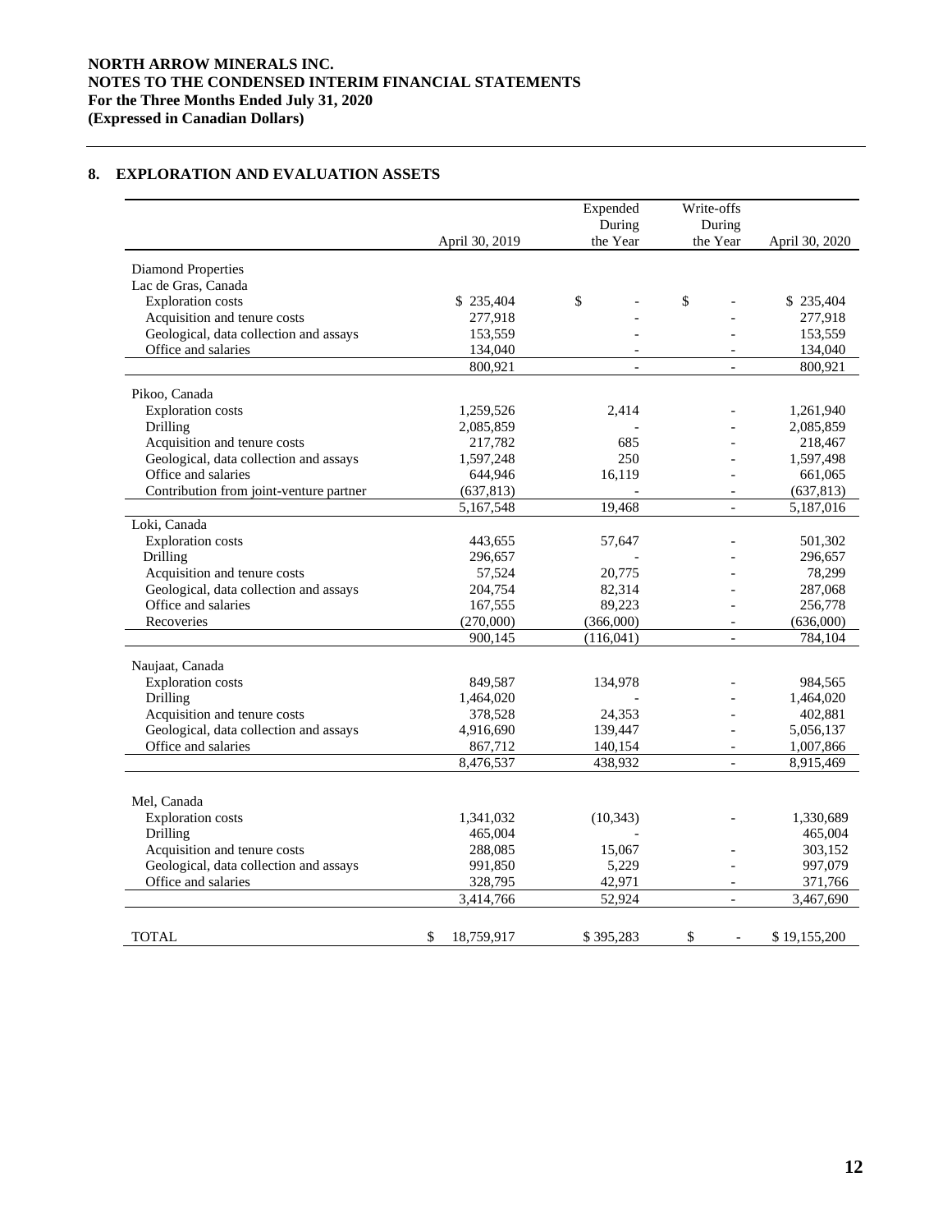## 8. EXPLORATION AND EVALUATION ASSETS

| | April 30, 2019 | Expended During the Year | Write-offs During the Year | April 30, 2020 |
|---|---|---|---|---|
| Diamond Properties | | | | |
| Lac de Gras, Canada | | | | |
| Exploration costs | $ 235,404 | $ - | $ - | $ 235,404 |
| Acquisition and tenure costs | 277,918 | - | - | 277,918 |
| Geological, data collection and assays | 153,559 | - | - | 153,559 |
| Office and salaries | 134,040 | - | - | 134,040 |
| | 800,921 | - | - | 800,921 |
| Pikoo, Canada | | | | |
| Exploration costs | 1,259,526 | 2,414 | - | 1,261,940 |
| Drilling | 2,085,859 | - | - | 2,085,859 |
| Acquisition and tenure costs | 217,782 | 685 | - | 218,467 |
| Geological, data collection and assays | 1,597,248 | 250 | - | 1,597,498 |
| Office and salaries | 644,946 | 16,119 | - | 661,065 |
| Contribution from joint-venture partner | (637,813) | - | - | (637,813) |
| | 5,167,548 | 19,468 | - | 5,187,016 |
| Loki, Canada | | | | |
| Exploration costs | 443,655 | 57,647 | - | 501,302 |
| Drilling | 296,657 | - | - | 296,657 |
| Acquisition and tenure costs | 57,524 | 20,775 | - | 78,299 |
| Geological, data collection and assays | 204,754 | 82,314 | - | 287,068 |
| Office and salaries | 167,555 | 89,223 | - | 256,778 |
| Recoveries | (270,000) | (366,000) | - | (636,000) |
| | 900,145 | (116,041) | - | 784,104 |
| Naujaat, Canada | | | | |
| Exploration costs | 849,587 | 134,978 | - | 984,565 |
| Drilling | 1,464,020 | - | - | 1,464,020 |
| Acquisition and tenure costs | 378,528 | 24,353 | - | 402,881 |
| Geological, data collection and assays | 4,916,690 | 139,447 | - | 5,056,137 |
| Office and salaries | 867,712 | 140,154 | - | 1,007,866 |
| | 8,476,537 | 438,932 | - | 8,915,469 |
| Mel, Canada | | | | |
| Exploration costs | 1,341,032 | (10,343) | - | 1,330,689 |
| Drilling | 465,004 | - | | 465,004 |
| Acquisition and tenure costs | 288,085 | 15,067 | - | 303,152 |
| Geological, data collection and assays | 991,850 | 5,229 | - | 997,079 |
| Office and salaries | 328,795 | 42,971 | - | 371,766 |
| | 3,414,766 | 52,924 | - | 3,467,690 |
| TOTAL | $ 18,759,917 | $ 395,283 | $ - | $ 19,155,200 |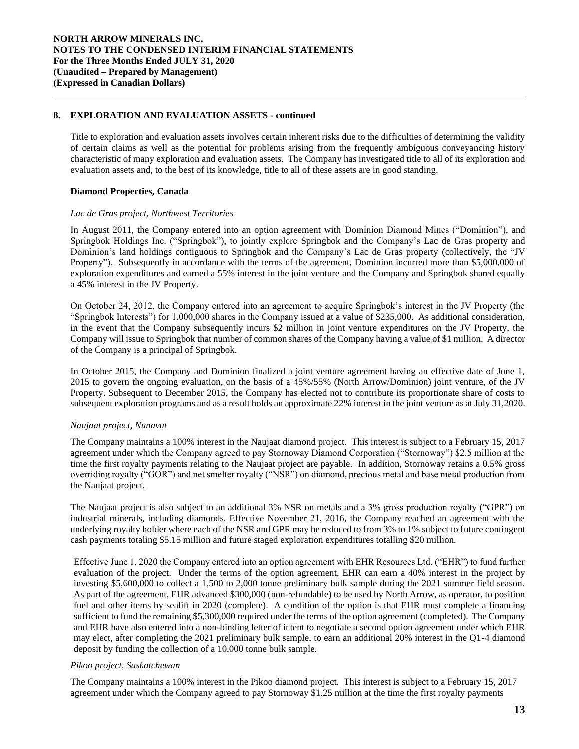## 8. EXPLORATION AND EVALUATION ASSETS - continued

Title to exploration and evaluation assets involves certain inherent risks due to the difficulties of determining the validity of certain claims as well as the potential for problems arising from the frequently ambiguous conveyancing history characteristic of many exploration and evaluation assets. The Company has investigated title to all of its exploration and evaluation assets and, to the best of its knowledge, title to all of these assets are in good standing.

### Diamond Properties, Canada

*Lac de Gras project, Northwest Territories*

In August 2011, the Company entered into an option agreement with Dominion Diamond Mines ("Dominion"), and Springbok Holdings Inc. ("Springbok"), to jointly explore Springbok and the Company's Lac de Gras property and Dominion's land holdings contiguous to Springbok and the Company's Lac de Gras property (collectively, the "JV Property"). Subsequently in accordance with the terms of the agreement, Dominion incurred more than $5,000,000 of exploration expenditures and earned a 55% interest in the joint venture and the Company and Springbok shared equally a 45% interest in the JV Property.

On October 24, 2012, the Company entered into an agreement to acquire Springbok's interest in the JV Property (the "Springbok Interests") for 1,000,000 shares in the Company issued at a value of $235,000. As additional consideration, in the event that the Company subsequently incurs $2 million in joint venture expenditures on the JV Property, the Company will issue to Springbok that number of common shares of the Company having a value of $1 million. A director of the Company is a principal of Springbok.

In October 2015, the Company and Dominion finalized a joint venture agreement having an effective date of June 1, 2015 to govern the ongoing evaluation, on the basis of a 45%/55% (North Arrow/Dominion) joint venture, of the JV Property. Subsequent to December 2015, the Company has elected not to contribute its proportionate share of costs to subsequent exploration programs and as a result holds an approximate 22% interest in the joint venture as at July 31,2020.

*Naujaat project, Nunavut*

The Company maintains a 100% interest in the Naujaat diamond project. This interest is subject to a February 15, 2017 agreement under which the Company agreed to pay Stornoway Diamond Corporation ("Stornoway") $2.5 million at the time the first royalty payments relating to the Naujaat project are payable. In addition, Stornoway retains a 0.5% gross overriding royalty ("GOR") and net smelter royalty ("NSR") on diamond, precious metal and base metal production from the Naujaat project.

The Naujaat project is also subject to an additional 3% NSR on metals and a 3% gross production royalty ("GPR") on industrial minerals, including diamonds. Effective November 21, 2016, the Company reached an agreement with the underlying royalty holder where each of the NSR and GPR may be reduced to from 3% to 1% subject to future contingent cash payments totaling $5.15 million and future staged exploration expenditures totalling $20 million.

Effective June 1, 2020 the Company entered into an option agreement with EHR Resources Ltd. ("EHR") to fund further evaluation of the project. Under the terms of the option agreement, EHR can earn a 40% interest in the project by investing $5,600,000 to collect a 1,500 to 2,000 tonne preliminary bulk sample during the 2021 summer field season. As part of the agreement, EHR advanced $300,000 (non-refundable) to be used by North Arrow, as operator, to position fuel and other items by sealift in 2020 (complete). A condition of the option is that EHR must complete a financing sufficient to fund the remaining $5,300,000 required under the terms of the option agreement (completed). The Company and EHR have also entered into a non-binding letter of intent to negotiate a second option agreement under which EHR may elect, after completing the 2021 preliminary bulk sample, to earn an additional 20% interest in the Q1-4 diamond deposit by funding the collection of a 10,000 tonne bulk sample.

*Pikoo project, Saskatchewan*

The Company maintains a 100% interest in the Pikoo diamond project. This interest is subject to a February 15, 2017 agreement under which the Company agreed to pay Stornoway $1.25 million at the time the first royalty payments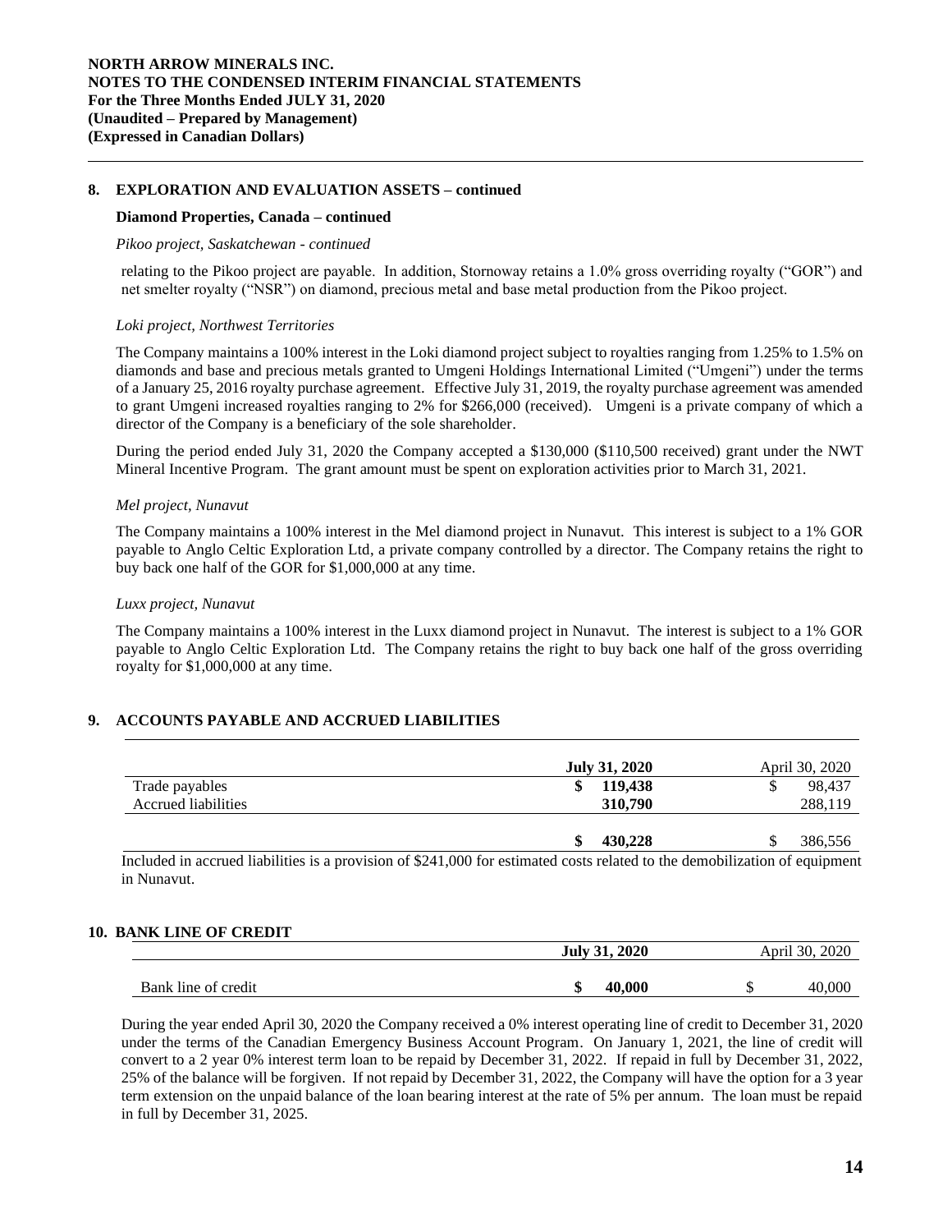## 8. EXPLORATION AND EVALUATION ASSETS – continued

### Diamond Properties, Canada – continued

*Pikoo project, Saskatchewan - continued*

relating to the Pikoo project are payable. In addition, Stornoway retains a 1.0% gross overriding royalty ("GOR") and net smelter royalty ("NSR") on diamond, precious metal and base metal production from the Pikoo project.

*Loki project, Northwest Territories*

The Company maintains a 100% interest in the Loki diamond project subject to royalties ranging from 1.25% to 1.5% on diamonds and base and precious metals granted to Umgeni Holdings International Limited ("Umgeni") under the terms of a January 25, 2016 royalty purchase agreement. Effective July 31, 2019, the royalty purchase agreement was amended to grant Umgeni increased royalties ranging to 2% for $266,000 (received). Umgeni is a private company of which a director of the Company is a beneficiary of the sole shareholder.

During the period ended July 31, 2020 the Company accepted a $130,000 ($110,500 received) grant under the NWT Mineral Incentive Program. The grant amount must be spent on exploration activities prior to March 31, 2021.

*Mel project, Nunavut*

The Company maintains a 100% interest in the Mel diamond project in Nunavut. This interest is subject to a 1% GOR payable to Anglo Celtic Exploration Ltd, a private company controlled by a director. The Company retains the right to buy back one half of the GOR for $1,000,000 at any time.

*Luxx project, Nunavut*

The Company maintains a 100% interest in the Luxx diamond project in Nunavut. The interest is subject to a 1% GOR payable to Anglo Celtic Exploration Ltd. The Company retains the right to buy back one half of the gross overriding royalty for $1,000,000 at any time.

## 9. ACCOUNTS PAYABLE AND ACCRUED LIABILITIES

| | **July 31, 2020** | April 30, 2020 |
|---|---|---|
| Trade payables | **$ 119,438** | $ 98,437 |
| Accrued liabilities | **310,790** | 288,119 |
| | **$ 430,228** | $ 386,556 |

Included in accrued liabilities is a provision of $241,000 for estimated costs related to the demobilization of equipment in Nunavut.

## 10. BANK LINE OF CREDIT

| | **July 31, 2020** | April 30, 2020 |
|---|---|---|
| Bank line of credit | **$ 40,000** | $ 40,000 |

During the year ended April 30, 2020 the Company received a 0% interest operating line of credit to December 31, 2020 under the terms of the Canadian Emergency Business Account Program. On January 1, 2021, the line of credit will convert to a 2 year 0% interest term loan to be repaid by December 31, 2022. If repaid in full by December 31, 2022, 25% of the balance will be forgiven. If not repaid by December 31, 2022, the Company will have the option for a 3 year term extension on the unpaid balance of the loan bearing interest at the rate of 5% per annum. The loan must be repaid in full by December 31, 2025.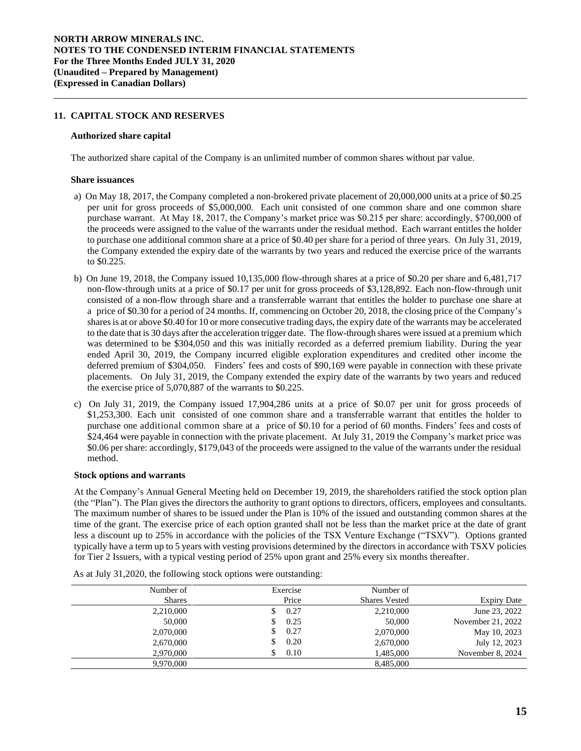## 11. CAPITAL STOCK AND RESERVES

### Authorized share capital

The authorized share capital of the Company is an unlimited number of common shares without par value.

### Share issuances

a) On May 18, 2017, the Company completed a non-brokered private placement of 20,000,000 units at a price of $0.25 per unit for gross proceeds of $5,000,000. Each unit consisted of one common share and one common share purchase warrant. At May 18, 2017, the Company's market price was $0.215 per share: accordingly, $700,000 of the proceeds were assigned to the value of the warrants under the residual method. Each warrant entitles the holder to purchase one additional common share at a price of $0.40 per share for a period of three years. On July 31, 2019, the Company extended the expiry date of the warrants by two years and reduced the exercise price of the warrants to $0.225.

b) On June 19, 2018, the Company issued 10,135,000 flow-through shares at a price of $0.20 per share and 6,481,717 non-flow-through units at a price of $0.17 per unit for gross proceeds of $3,128,892. Each non-flow-through unit consisted of a non-flow through share and a transferrable warrant that entitles the holder to purchase one share at a price of $0.30 for a period of 24 months. If, commencing on October 20, 2018, the closing price of the Company's shares is at or above $0.40 for 10 or more consecutive trading days, the expiry date of the warrants may be accelerated to the date that is 30 days after the acceleration trigger date. The flow-through shares were issued at a premium which was determined to be $304,050 and this was initially recorded as a deferred premium liability. During the year ended April 30, 2019, the Company incurred eligible exploration expenditures and credited other income the deferred premium of $304,050. Finders' fees and costs of $90,169 were payable in connection with these private placements. On July 31, 2019, the Company extended the expiry date of the warrants by two years and reduced the exercise price of 5,070,887 of the warrants to $0.225.

c) On July 31, 2019, the Company issued 17,904,286 units at a price of $0.07 per unit for gross proceeds of $1,253,300. Each unit consisted of one common share and a transferrable warrant that entitles the holder to purchase one additional common share at a price of $0.10 for a period of 60 months. Finders' fees and costs of $24,464 were payable in connection with the private placement. At July 31, 2019 the Company's market price was $0.06 per share: accordingly, $179,043 of the proceeds were assigned to the value of the warrants under the residual method.

### Stock options and warrants

At the Company's Annual General Meeting held on December 19, 2019, the shareholders ratified the stock option plan (the "Plan"). The Plan gives the directors the authority to grant options to directors, officers, employees and consultants. The maximum number of shares to be issued under the Plan is 10% of the issued and outstanding common shares at the time of the grant. The exercise price of each option granted shall not be less than the market price at the date of grant less a discount up to 25% in accordance with the policies of the TSX Venture Exchange ("TSXV"). Options granted typically have a term up to 5 years with vesting provisions determined by the directors in accordance with TSXV policies for Tier 2 Issuers, with a typical vesting period of 25% upon grant and 25% every six months thereafter.

As at July 31,2020, the following stock options were outstanding:

| Number of Shares | Exercise Price | Number of Shares Vested | Expiry Date |
|---|---|---|---|
| 2,210,000 | $ 0.27 | 2,210,000 | June 23, 2022 |
| 50,000 | $ 0.25 | 50,000 | November 21, 2022 |
| 2,070,000 | $ 0.27 | 2,070,000 | May 10, 2023 |
| 2,670,000 | $ 0.20 | 2,670,000 | July 12, 2023 |
| 2,970,000 | $ 0.10 | 1,485,000 | November 8, 2024 |
| 9,970,000 | | 8,485,000 | |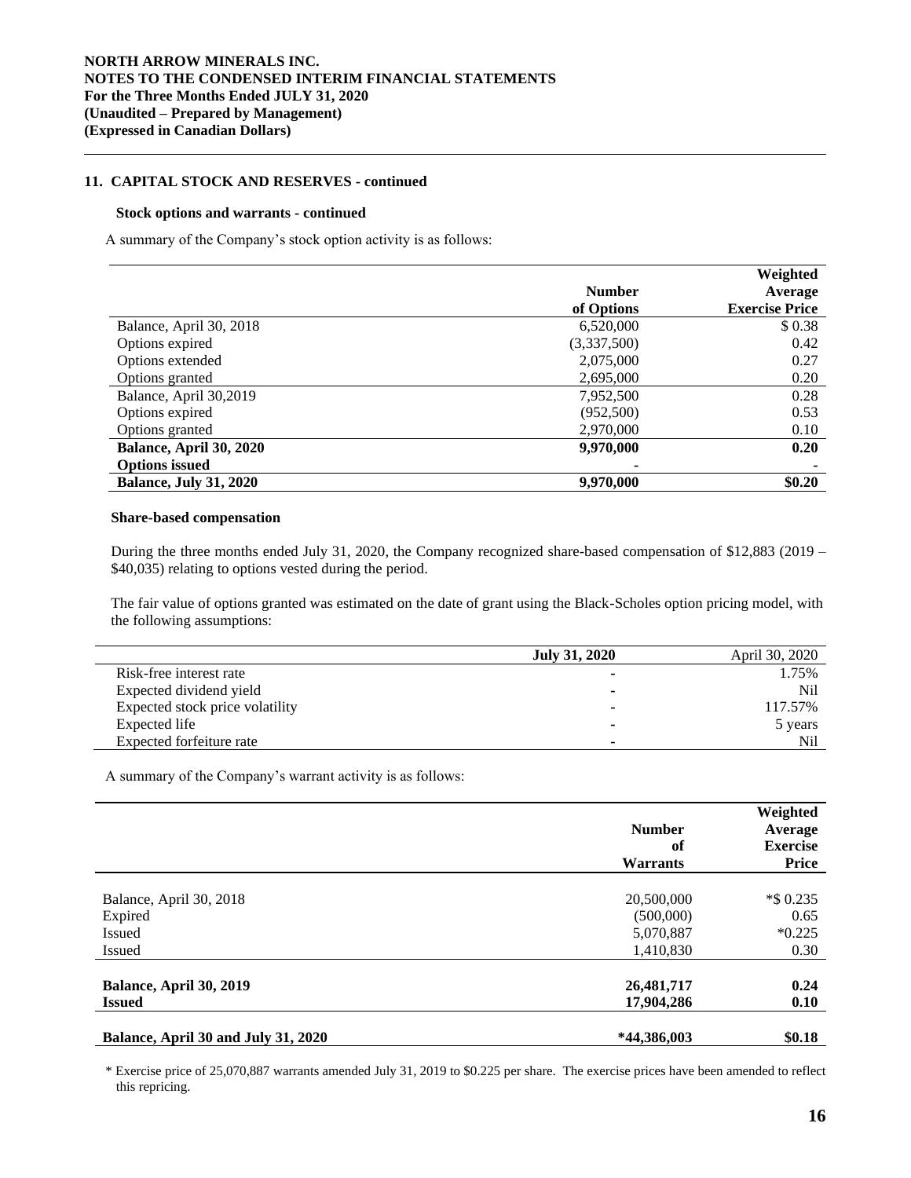### 11. CAPITAL STOCK AND RESERVES - continued

#### Stock options and warrants - continued

A summary of the Company's stock option activity is as follows:

| | Number of Options | Weighted Average Exercise Price |
|---|---|---|
| Balance, April 30, 2018 | 6,520,000 | $ 0.38 |
| Options expired | (3,337,500) | 0.42 |
| Options extended | 2,075,000 | 0.27 |
| Options granted | 2,695,000 | 0.20 |
| Balance, April 30,2019 | 7,952,500 | 0.28 |
| Options expired | (952,500) | 0.53 |
| Options granted | 2,970,000 | 0.10 |
| **Balance, April 30, 2020** | **9,970,000** | **0.20** |
| **Options issued** | **-** | **-** |
| **Balance, July 31, 2020** | **9,970,000** | **$0.20** |

#### Share-based compensation

During the three months ended July 31, 2020, the Company recognized share-based compensation of $12,883 (2019 – $40,035) relating to options vested during the period.

The fair value of options granted was estimated on the date of grant using the Black-Scholes option pricing model, with the following assumptions:

| | July 31, 2020 | April 30, 2020 |
|---|---|---|
| Risk-free interest rate | - | 1.75% |
| Expected dividend yield | - | Nil |
| Expected stock price volatility | - | 117.57% |
| Expected life | - | 5 years |
| Expected forfeiture rate | - | Nil |

A summary of the Company's warrant activity is as follows:

| | Number of Warrants | Weighted Average Exercise Price |
|---|---|---|
| Balance, April 30, 2018 | 20,500,000 | *$ 0.235 |
| Expired | (500,000) | 0.65 |
| Issued | 5,070,887 | *0.225 |
| Issued | 1,410,830 | 0.30 |
| **Balance, April 30, 2019** | **26,481,717** | **0.24** |
| **Issued** | **17,904,286** | **0.10** |
| **Balance, April 30 and July 31, 2020** | ***44,386,003** | **$0.18** |

\* Exercise price of 25,070,887 warrants amended July 31, 2019 to $0.225 per share. The exercise prices have been amended to reflect this repricing.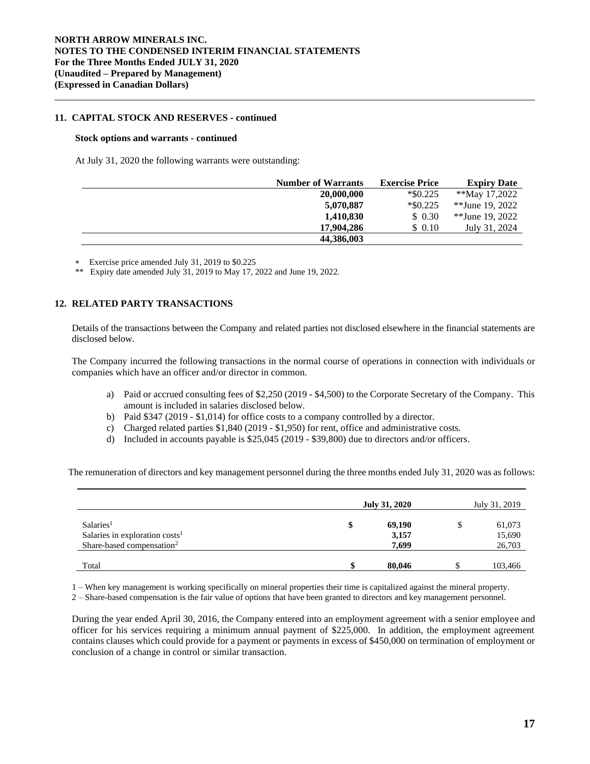## 11. CAPITAL STOCK AND RESERVES - continued

### Stock options and warrants - continued

At July 31, 2020 the following warrants were outstanding:

| Number of Warrants | Exercise Price | Expiry Date |
|---|---|---|
| **20,000,000** | *$0.225 | **May 17,2022 |
| **5,070,887** | *$0.225 | **June 19, 2022 |
| **1,410,830** | $ 0.30 | **June 19, 2022 |
| **17,904,286** | $ 0.10 | July 31, 2024 |
| **44,386,003** | | |

\* Exercise price amended July 31, 2019 to $0.225

** Expiry date amended July 31, 2019 to May 17, 2022 and June 19, 2022.

## 12. RELATED PARTY TRANSACTIONS

Details of the transactions between the Company and related parties not disclosed elsewhere in the financial statements are disclosed below.

The Company incurred the following transactions in the normal course of operations in connection with individuals or companies which have an officer and/or director in common.

a) Paid or accrued consulting fees of $2,250 (2019 - $4,500) to the Corporate Secretary of the Company. This amount is included in salaries disclosed below.
b) Paid $347 (2019 - $1,014) for office costs to a company controlled by a director.
c) Charged related parties $1,840 (2019 - $1,950) for rent, office and administrative costs.
d) Included in accounts payable is $25,045 (2019 - $39,800) due to directors and/or officers.

The remuneration of directors and key management personnel during the three months ended July 31, 2020 was as follows:

| | July 31, 2020 | July 31, 2019 |
|---|---|---|
| Salaries[1] | **$ 69,190** | $ 61,073 |
| Salaries in exploration costs[1] | **3,157** | 15,690 |
| Share-based compensation[2] | **7,699** | 26,703 |
| Total | **$ 80,046** | $ 103,466 |

1 – When key management is working specifically on mineral properties their time is capitalized against the mineral property.

2 – Share-based compensation is the fair value of options that have been granted to directors and key management personnel.

During the year ended April 30, 2016, the Company entered into an employment agreement with a senior employee and officer for his services requiring a minimum annual payment of $225,000. In addition, the employment agreement contains clauses which could provide for a payment or payments in excess of $450,000 on termination of employment or conclusion of a change in control or similar transaction.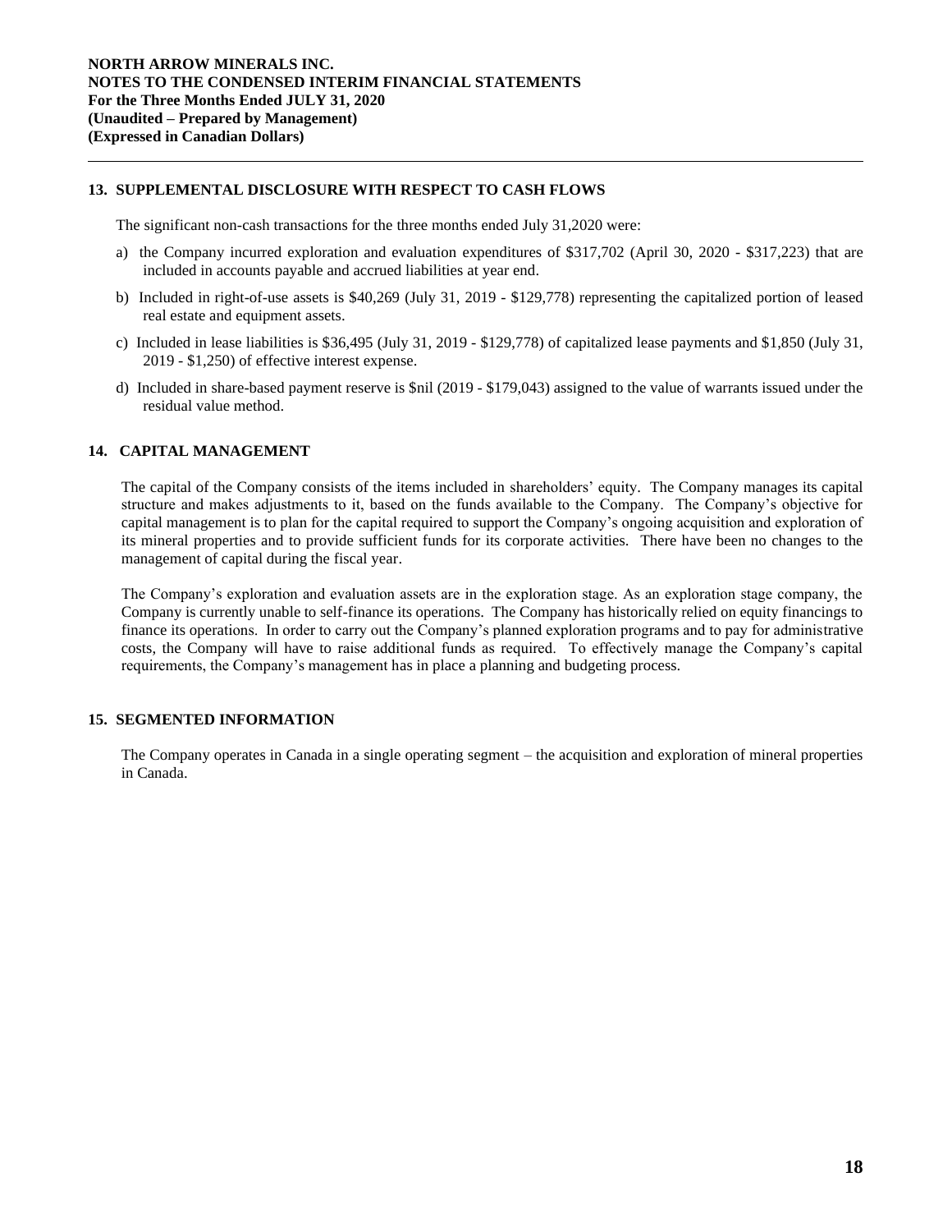## 13. SUPPLEMENTAL DISCLOSURE WITH RESPECT TO CASH FLOWS

The significant non-cash transactions for the three months ended July 31,2020 were:

a) the Company incurred exploration and evaluation expenditures of $317,702 (April 30, 2020 - $317,223) that are included in accounts payable and accrued liabilities at year end.

b) Included in right-of-use assets is $40,269 (July 31, 2019 - $129,778) representing the capitalized portion of leased real estate and equipment assets.

c) Included in lease liabilities is $36,495 (July 31, 2019 - $129,778) of capitalized lease payments and $1,850 (July 31, 2019 - $1,250) of effective interest expense.

d) Included in share-based payment reserve is $nil (2019 - $179,043) assigned to the value of warrants issued under the residual value method.

## 14. CAPITAL MANAGEMENT

The capital of the Company consists of the items included in shareholders' equity. The Company manages its capital structure and makes adjustments to it, based on the funds available to the Company. The Company's objective for capital management is to plan for the capital required to support the Company's ongoing acquisition and exploration of its mineral properties and to provide sufficient funds for its corporate activities. There have been no changes to the management of capital during the fiscal year.

The Company's exploration and evaluation assets are in the exploration stage. As an exploration stage company, the Company is currently unable to self-finance its operations. The Company has historically relied on equity financings to finance its operations. In order to carry out the Company's planned exploration programs and to pay for administrative costs, the Company will have to raise additional funds as required. To effectively manage the Company's capital requirements, the Company's management has in place a planning and budgeting process.

## 15. SEGMENTED INFORMATION

The Company operates in Canada in a single operating segment – the acquisition and exploration of mineral properties in Canada.